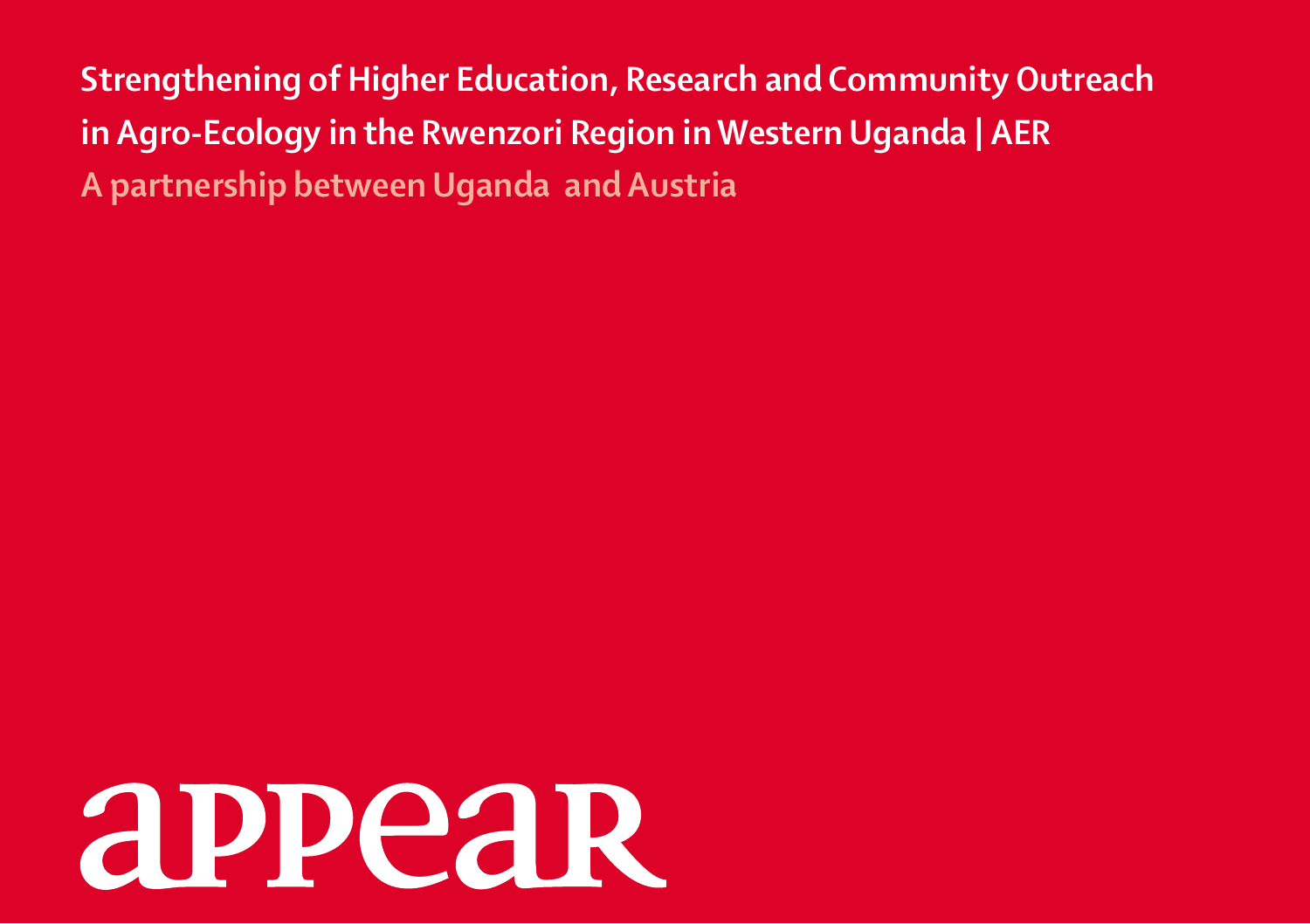# Strengthening of Higher Education, Research and Community Outreach in Agro-Ecology in the Rwenzori Region in Western Uganda | AER

## A partnership between Uganda  and Austria

appear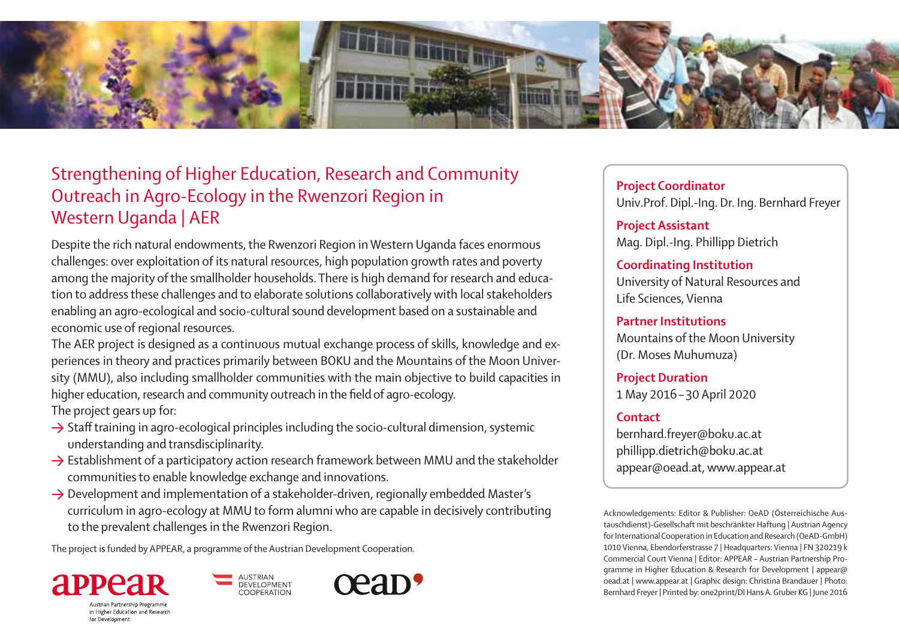# Strengthening of Higher Education, Research and Community Outreach in Agro-Ecology in the Rwenzori Region in Western Uganda | AER

Despite the rich natural endowments, the Rwenzori Region in Western Uganda faces enormous challenges: over exploitation of its natural resources, high population growth rates and poverty among the majority of the smallholder households. There is high demand for research and education to address these challenges and to elaborate solutions collaboratively with local stakeholders enabling an agro-ecological and socio-cultural sound development based on a sustainable and economic use of regional resources.

The AER project is designed as a continuous mutual exchange process of skills, knowledge and experiences in theory and practices primarily between BOKU and the Mountains of the Moon University (MMU), also including smallholder communities with the main objective to build capacities in higher education, research and community outreach in the field of agro-ecology.

The project gears up for:

- → Staff training in agro-ecological principles including the socio-cultural dimension, systemic understanding and transdisciplinarity.
- → Establishment of a participatory action research framework between MMU and the stakeholder communities to enable knowledge exchange and innovations.
- → Development and implementation of a stakeholder-driven, regionally embedded Master's curriculum in agro-ecology at MMU to form alumni who are capable in decisively contributing to the prevalent challenges in the Rwenzori Region.

The project is funded by APPEAR, a programme of the Austrian Development Cooperation.

appear
Austrian Partnership Programme in Higher Education and Research for Development

AUSTRIAN DEVELOPMENT COOPERATION

oead

**Project Coordinator**
Univ.Prof. Dipl.-Ing. Dr. Ing. Bernhard Freyer

**Project Assistant**
Mag. Dipl.-Ing. Phillipp Dietrich

**Coordinating Institution**
University of Natural Resources and Life Sciences, Vienna

**Partner Institutions**
Mountains of the Moon University (Dr. Moses Muhumuza)

**Project Duration**
1 May 2016 – 30 April 2020

**Contact**
bernhard.freyer@boku.ac.at
phillipp.dietrich@boku.ac.at
appear@oead.at, www.appear.at

Acknowledgements: Editor & Publisher: OeAD (Österreichische Austauschdienst)-Gesellschaft mit beschränkter Haftung | Austrian Agency for International Cooperation in Education and Research (OeAD-GmbH) 1010 Vienna, Ebendorferstrasse 7 | Headquarters: Vienna | FN 320219 k Commercial Court Vienna | Editor: APPEAR – Austrian Partnership Programme in Higher Education & Research for Development | appear@oead.at | www.appear.at | Graphic design: Christina Brandauer | Photo: Bernhard Freyer | Printed by: one2print/DI Hans A. Gruber KG | June 2016